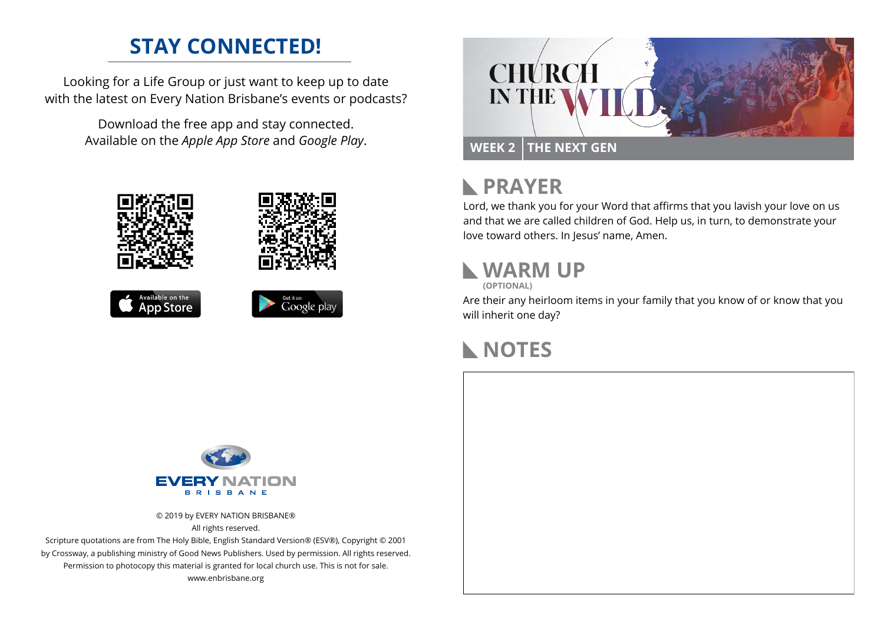## STAY CONNECTED!

Looking for a Life Group or just want to keep up to date with the latest on Every Nation Brisbane's events or podcasts?

Download the free app and stay connected. Available on the *Apple App Store* and *Google Play*.

© 2019 by EVERY NATION BRISBANE®
All rights reserved.
Scripture quotations are from The Holy Bible, English Standard Version® (ESV®), Copyright © 2001 by Crossway, a publishing ministry of Good News Publishers. Used by permission. All rights reserved.
Permission to photocopy this material is granted for local church use. This is not for sale.
www.enbrisbane.org

# CHURCH IN THE WILD

**WEEK 2 | THE NEXT GEN**

## PRAYER

Lord, we thank you for your Word that affirms that you lavish your love on us and that we are called children of God. Help us, in turn, to demonstrate your love toward others. In Jesus' name, Amen.

## WARM UP

**(OPTIONAL)**

Are their any heirloom items in your family that you know of or know that you will inherit one day?

## NOTES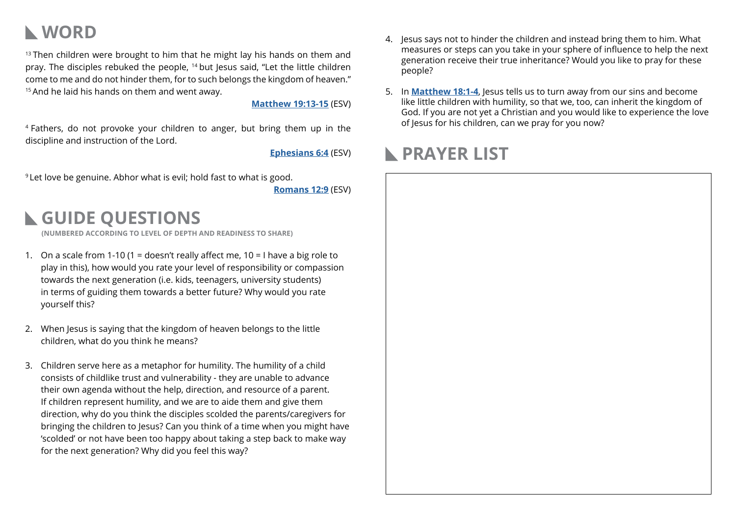## WORD

[13] Then children were brought to him that he might lay his hands on them and pray. The disciples rebuked the people, [14] but Jesus said, "Let the little children come to me and do not hinder them, for to such belongs the kingdom of heaven." [15] And he laid his hands on them and went away.

**Matthew 19:13-15** (ESV)

[4] Fathers, do not provoke your children to anger, but bring them up in the discipline and instruction of the Lord.

**Ephesians 6:4** (ESV)

[9] Let love be genuine. Abhor what is evil; hold fast to what is good.

**Romans 12:9** (ESV)

## GUIDE QUESTIONS

**(NUMBERED ACCORDING TO LEVEL OF DEPTH AND READINESS TO SHARE)**

1. On a scale from 1-10 (1 = doesn't really affect me, 10 = I have a big role to play in this), how would you rate your level of responsibility or compassion towards the next generation (i.e. kids, teenagers, university students) in terms of guiding them towards a better future? Why would you rate yourself this?

2. When Jesus is saying that the kingdom of heaven belongs to the little children, what do you think he means?

3. Children serve here as a metaphor for humility. The humility of a child consists of childlike trust and vulnerability - they are unable to advance their own agenda without the help, direction, and resource of a parent. If children represent humility, and we are to aide them and give them direction, why do you think the disciples scolded the parents/caregivers for bringing the children to Jesus? Can you think of a time when you might have 'scolded' or not have been too happy about taking a step back to make way for the next generation? Why did you feel this way?

4. Jesus says not to hinder the children and instead bring them to him. What measures or steps can you take in your sphere of influence to help the next generation receive their true inheritance? Would you like to pray for these people?

5. In **Matthew 18:1-4**, Jesus tells us to turn away from our sins and become like little children with humility, so that we, too, can inherit the kingdom of God. If you are not yet a Christian and you would like to experience the love of Jesus for his children, can we pray for you now?

## PRAYER LIST